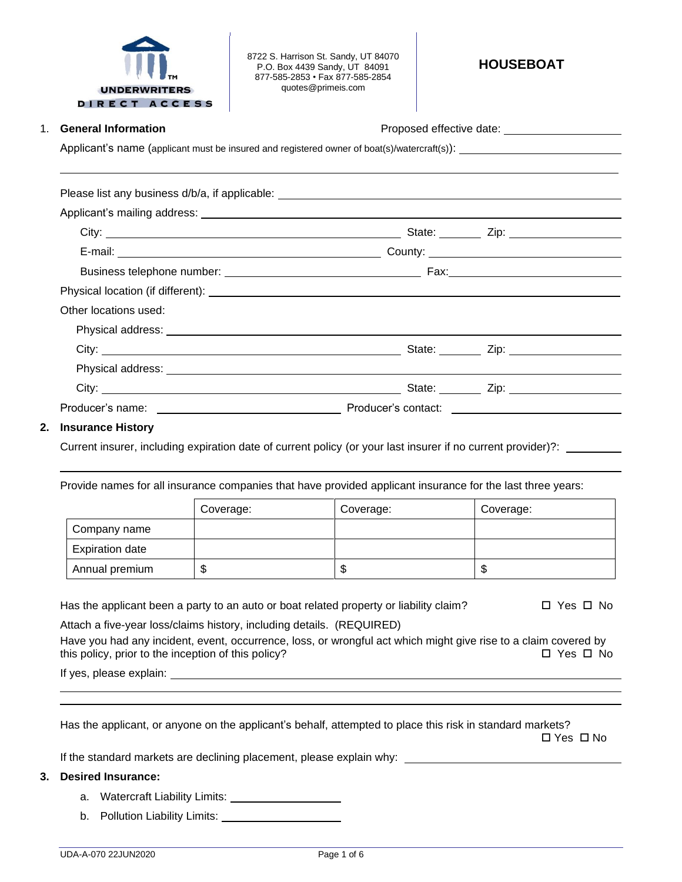UNDERWRITERS DIRECT ACCESS

8722 S. Harrison St. Sandy, UT 84070
P.O. Box 4439 Sandy, UT 84091
877-585-2853 • Fax 877-585-2854
quotes@primeis.com

# HOUSEBOAT

## 1. General Information

Proposed effective date: ____________________

Applicant's name (applicant must be insured and registered owner of boat(s)/watercraft(s)): ____________________

____________________________________________________________

Please list any business d/b/a, if applicable: ____________________

Applicant's mailing address: ____________________

City: ____________________ State: ________ Zip: ____________________

E-mail: ____________________ County: ____________________

Business telephone number: ____________________ Fax: ____________________

Physical location (if different): ____________________

Other locations used:

Physical address: ____________________

City: ____________________ State: ________ Zip: ____________________

Physical address: ____________________

City: ____________________ State: ________ Zip: ____________________

Producer's name: ____________________ Producer's contact: ____________________

## 2. Insurance History

Current insurer, including expiration date of current policy (or your last insurer if no current provider)?: __________

____________________________________________________________

Provide names for all insurance companies that have provided applicant insurance for the last three years:

| | Coverage: | Coverage: | Coverage: |
|---|---|---|---|
| Company name | | | |
| Expiration date | | | |
| Annual premium | $ | $ | $ |

Has the applicant been a party to an auto or boat related property or liability claim? ☐ Yes ☐ No

Attach a five-year loss/claims history, including details. (REQUIRED)

Have you had any incident, event, occurrence, loss, or wrongful act which might give rise to a claim covered by this policy, prior to the inception of this policy? ☐ Yes ☐ No

If yes, please explain: ____________________

____________________________________________________________

____________________________________________________________

Has the applicant, or anyone on the applicant's behalf, attempted to place this risk in standard markets? ☐ Yes ☐ No

If the standard markets are declining placement, please explain why: ____________________

## 3. Desired Insurance:

a. Watercraft Liability Limits: ____________________

b. Pollution Liability Limits: ____________________

UDA-A-070 22JUN2020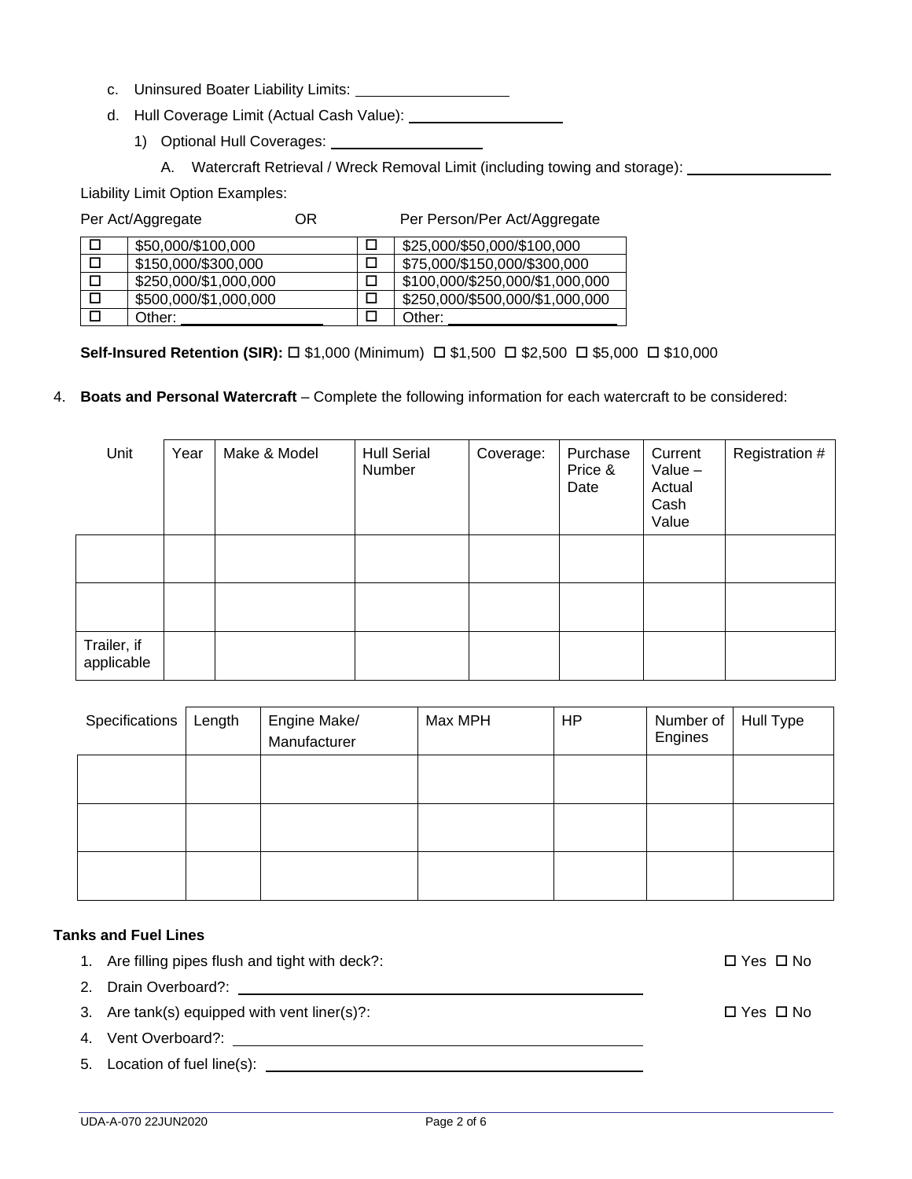c. Uninsured Boater Liability Limits: ____________________

d. Hull Coverage Limit (Actual Cash Value): ____________________

1) Optional Hull Coverages: ____________________

A. Watercraft Retrieval / Wreck Removal Limit (including towing and storage): ____________________

Liability Limit Option Examples:

Per Act/Aggregate OR Per Person/Per Act/Aggregate

| | Per Act/Aggregate | | Per Person/Per Act/Aggregate |
|---|---|---|---|
| ☐ | $50,000/$100,000 | ☐ | $25,000/$50,000/$100,000 |
| ☐ | $150,000/$300,000 | ☐ | $75,000/$150,000/$300,000 |
| ☐ | $250,000/$1,000,000 | ☐ | $100,000/$250,000/$1,000,000 |
| ☐ | $500,000/$1,000,000 | ☐ | $250,000/$500,000/$1,000,000 |
| ☐ | Other: ____________________ | ☐ | Other: ____________________ |

**Self-Insured Retention (SIR):** ☐ $1,000 (Minimum) ☐ $1,500 ☐ $2,500 ☐ $5,000 ☐ $10,000

4. **Boats and Personal Watercraft** – Complete the following information for each watercraft to be considered:

| Unit | Year | Make & Model | Hull Serial Number | Coverage: | Purchase Price & Date | Current Value – Actual Cash Value | Registration # |
|---|---|---|---|---|---|---|---|
| | | | | | | | |
| | | | | | | | |
| Trailer, if applicable | | | | | | | |

| Specifications | Length | Engine Make/ Manufacturer | Max MPH | HP | Number of Engines | Hull Type |
|---|---|---|---|---|---|---|
| | | | | | | |
| | | | | | | |
| | | | | | | |

**Tanks and Fuel Lines**

1. Are filling pipes flush and tight with deck?: ☐ Yes ☐ No
2. Drain Overboard?: ____________________
3. Are tank(s) equipped with vent liner(s)?: ☐ Yes ☐ No
4. Vent Overboard?: ____________________
5. Location of fuel line(s): ____________________

UDA-A-070 22JUN2020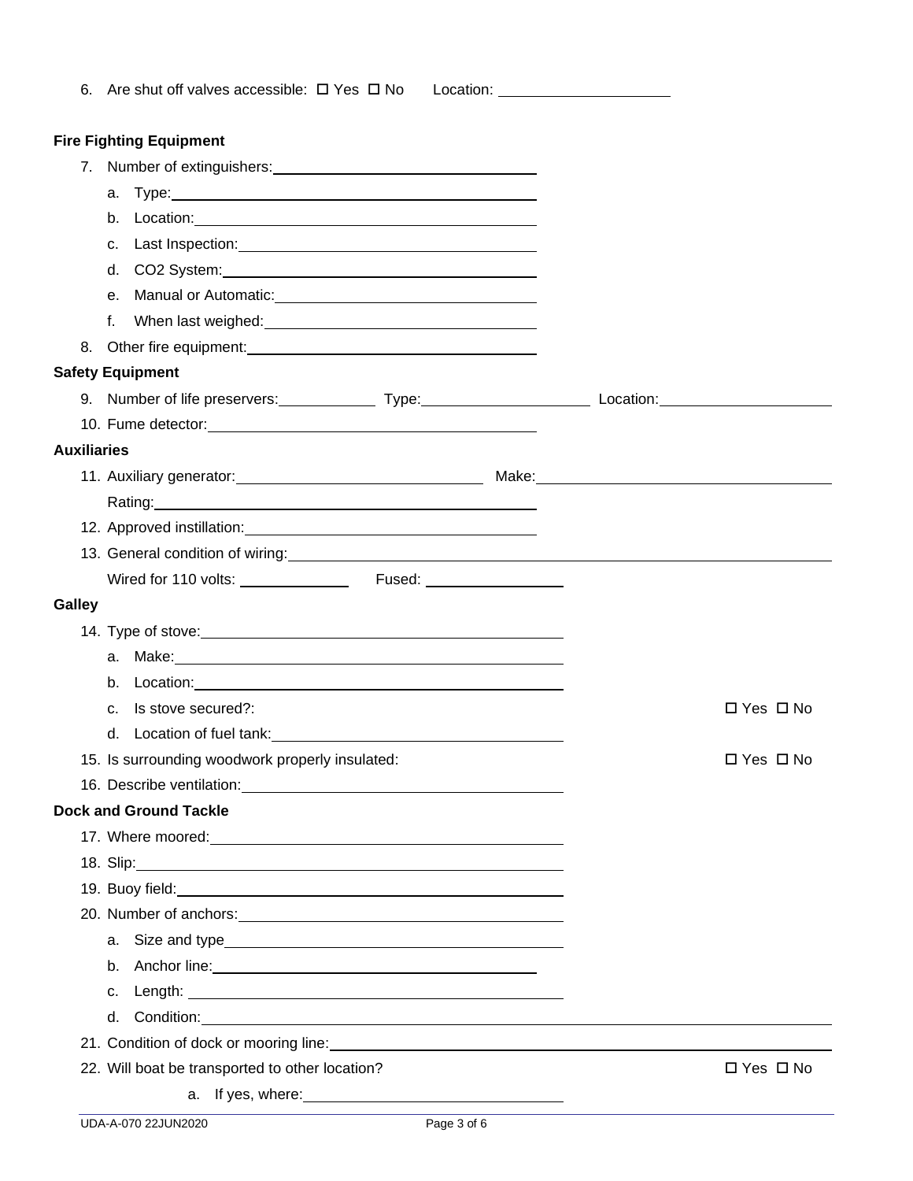6. Are shut off valves accessible: ☐ Yes ☐ No Location: ____________________

**Fire Fighting Equipment**

7. Number of extinguishers: ____________________
   a. Type: ____________________
   b. Location: ____________________
   c. Last Inspection: ____________________
   d. CO2 System: ____________________
   e. Manual or Automatic: ____________________
   f. When last weighed: ____________________
8. Other fire equipment: ____________________

**Safety Equipment**

9. Number of life preservers: ____________ Type: ____________________ Location: ____________________
10. Fume detector: ____________________

**Auxiliaries**

11. Auxiliary generator: ____________________ Make: ____________________
    Rating: ____________________
12. Approved instillation: ____________________
13. General condition of wiring: ____________________
    Wired for 110 volts: ____________ Fused: ____________

**Galley**

14. Type of stove: ____________________
    a. Make: ____________________
    b. Location: ____________________
    c. Is stove secured?: ☐ Yes ☐ No
    d. Location of fuel tank: ____________________
15. Is surrounding woodwork properly insulated: ☐ Yes ☐ No
16. Describe ventilation: ____________________

**Dock and Ground Tackle**

17. Where moored: ____________________
18. Slip: ____________________
19. Buoy field: ____________________
20. Number of anchors: ____________________
    a. Size and type ____________________
    b. Anchor line: ____________________
    c. Length: ____________________
    d. Condition: ____________________
21. Condition of dock or mooring line: ____________________
22. Will boat be transported to other location? ☐ Yes ☐ No
    a. If yes, where: ____________________

UDA-A-070 22JUN2020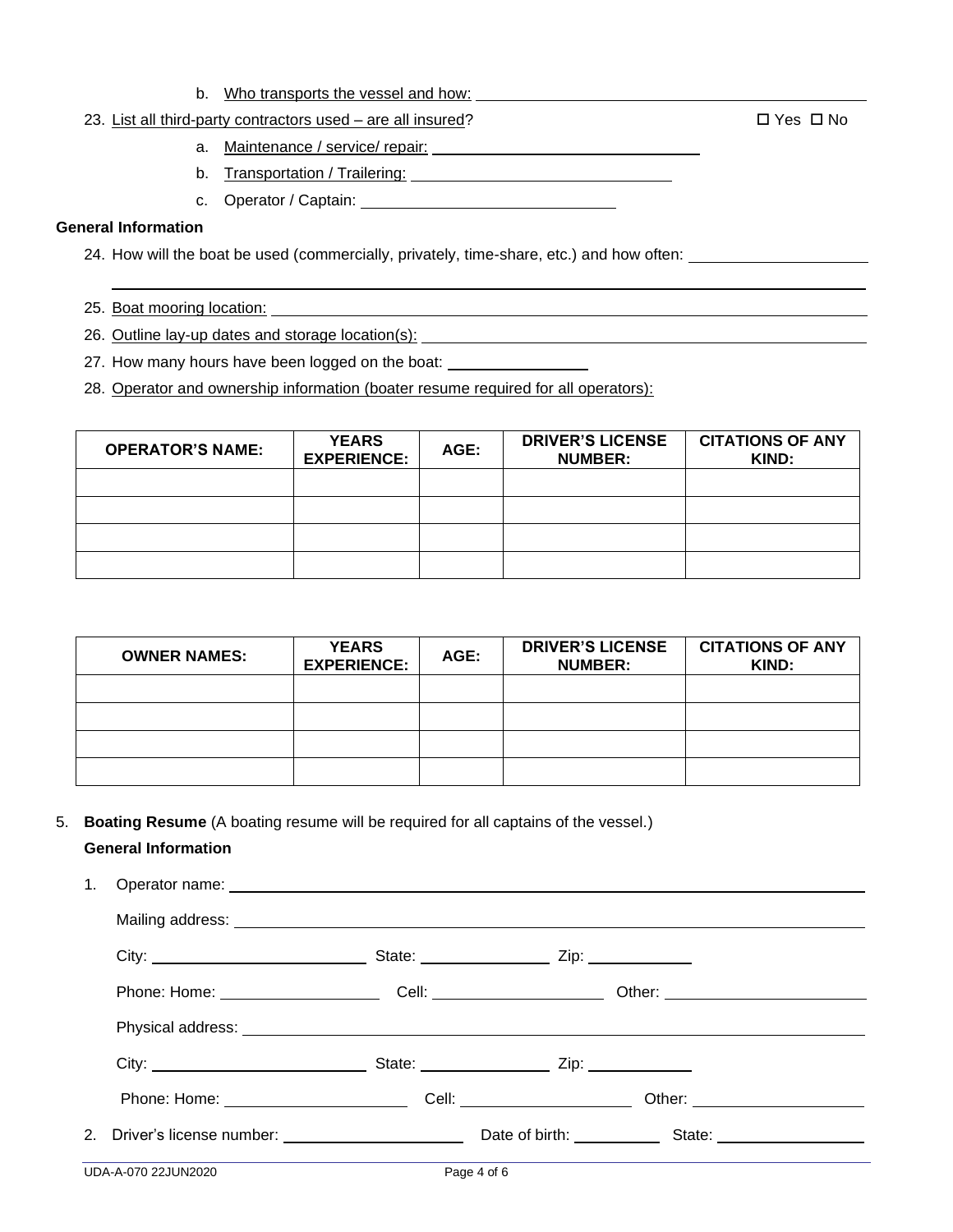b. Who transports the vessel and how: ______________________________

23. List all third-party contractors used – are all insured? ☐ Yes ☐ No

   a. Maintenance / service/ repair: ______________________________
   b. Transportation / Trailering: ______________________________
   c. Operator / Captain: ______________________________

**General Information**

24. How will the boat be used (commercially, privately, time-share, etc.) and how often: ______________________________

______________________________

25. Boat mooring location: ______________________________

26. Outline lay-up dates and storage location(s): ______________________________

27. How many hours have been logged on the boat: ________________

28. Operator and ownership information (boater resume required for all operators):

| OPERATOR'S NAME: | YEARS EXPERIENCE: | AGE: | DRIVER'S LICENSE NUMBER: | CITATIONS OF ANY KIND: |
|---|---|---|---|---|
| | | | | |
| | | | | |
| | | | | |
| | | | | |

| OWNER NAMES: | YEARS EXPERIENCE: | AGE: | DRIVER'S LICENSE NUMBER: | CITATIONS OF ANY KIND: |
|---|---|---|---|---|
| | | | | |
| | | | | |
| | | | | |
| | | | | |

5. **Boating Resume** (A boating resume will be required for all captains of the vessel.)

**General Information**

1. Operator name: ______________________________

   Mailing address: ______________________________

   City: ________________ State: ____________ Zip: ____________

   Phone: Home: ________________ Cell: ________________ Other: ________________

   Physical address: ______________________________

   City: ________________ State: ____________ Zip: ____________

   Phone: Home: ________________ Cell: ________________ Other: ________________

2. Driver's license number: ________________ Date of birth: __________ State: ________________

UDA-A-070 22JUN2020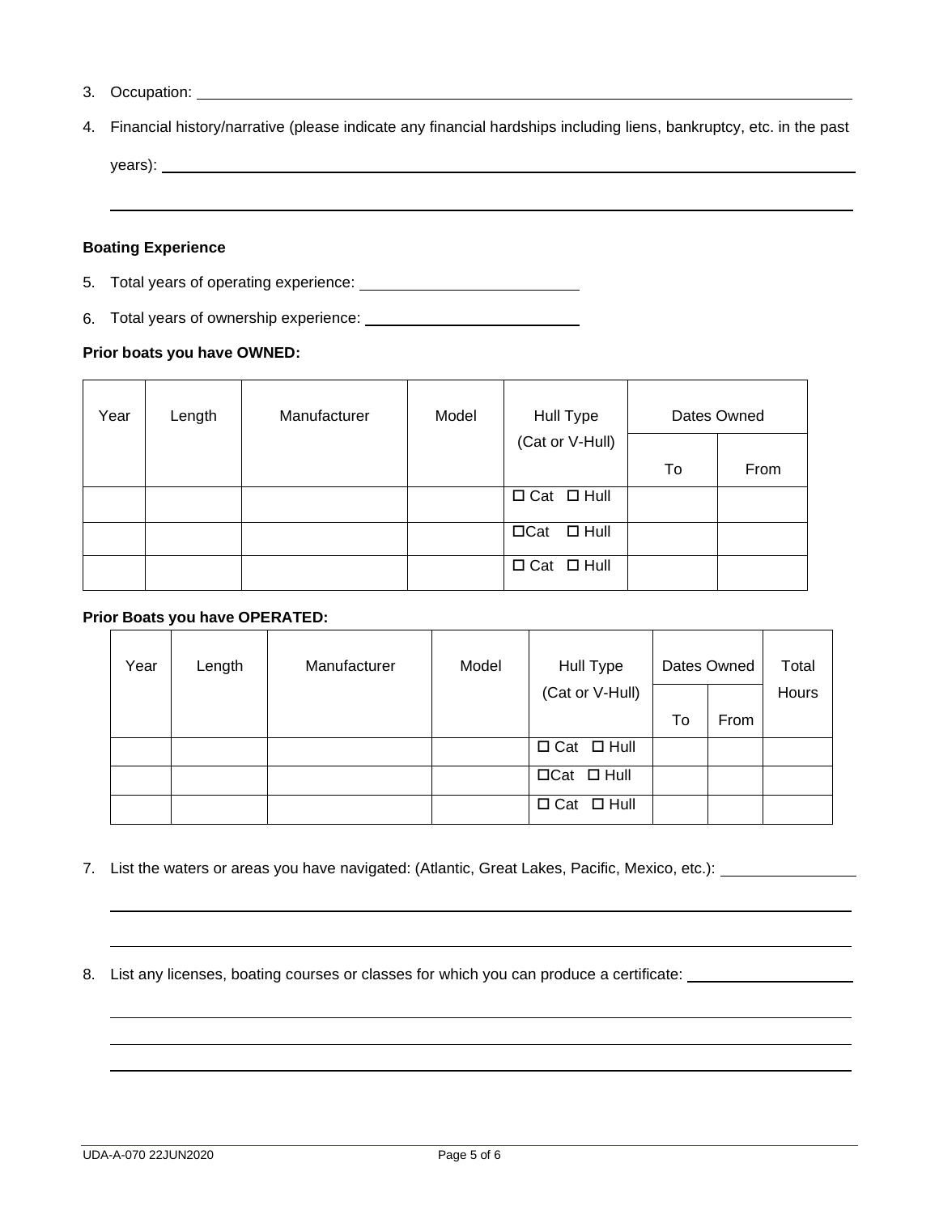3. Occupation: ______________________________________________________________

4. Financial history/narrative (please indicate any financial hardships including liens, bankruptcy, etc. in the past years): ______________________________________________________________

______________________________________________________________

**Boating Experience**

5. Total years of operating experience: ____________________

6. Total years of ownership experience: ____________________

**Prior boats you have OWNED:**

| Year | Length | Manufacturer | Model | Hull Type (Cat or V-Hull) | Dates Owned | |
|---|---|---|---|---|---|---|
| | | | | | To | From |
| | | | | ☐ Cat ☐ Hull | | |
| | | | | ☐Cat ☐ Hull | | |
| | | | | ☐ Cat ☐ Hull | | |

**Prior Boats you have OPERATED:**

| Year | Length | Manufacturer | Model | Hull Type (Cat or V-Hull) | Dates Owned | | Total Hours |
|---|---|---|---|---|---|---|---|
| | | | | | To | From | |
| | | | | ☐ Cat ☐ Hull | | | |
| | | | | ☐Cat ☐ Hull | | | |
| | | | | ☐ Cat ☐ Hull | | | |

7. List the waters or areas you have navigated: (Atlantic, Great Lakes, Pacific, Mexico, etc.): ____________________

______________________________________________________________

______________________________________________________________

8. List any licenses, boating courses or classes for which you can produce a certificate: ____________________

______________________________________________________________

______________________________________________________________

______________________________________________________________

UDA-A-070 22JUN2020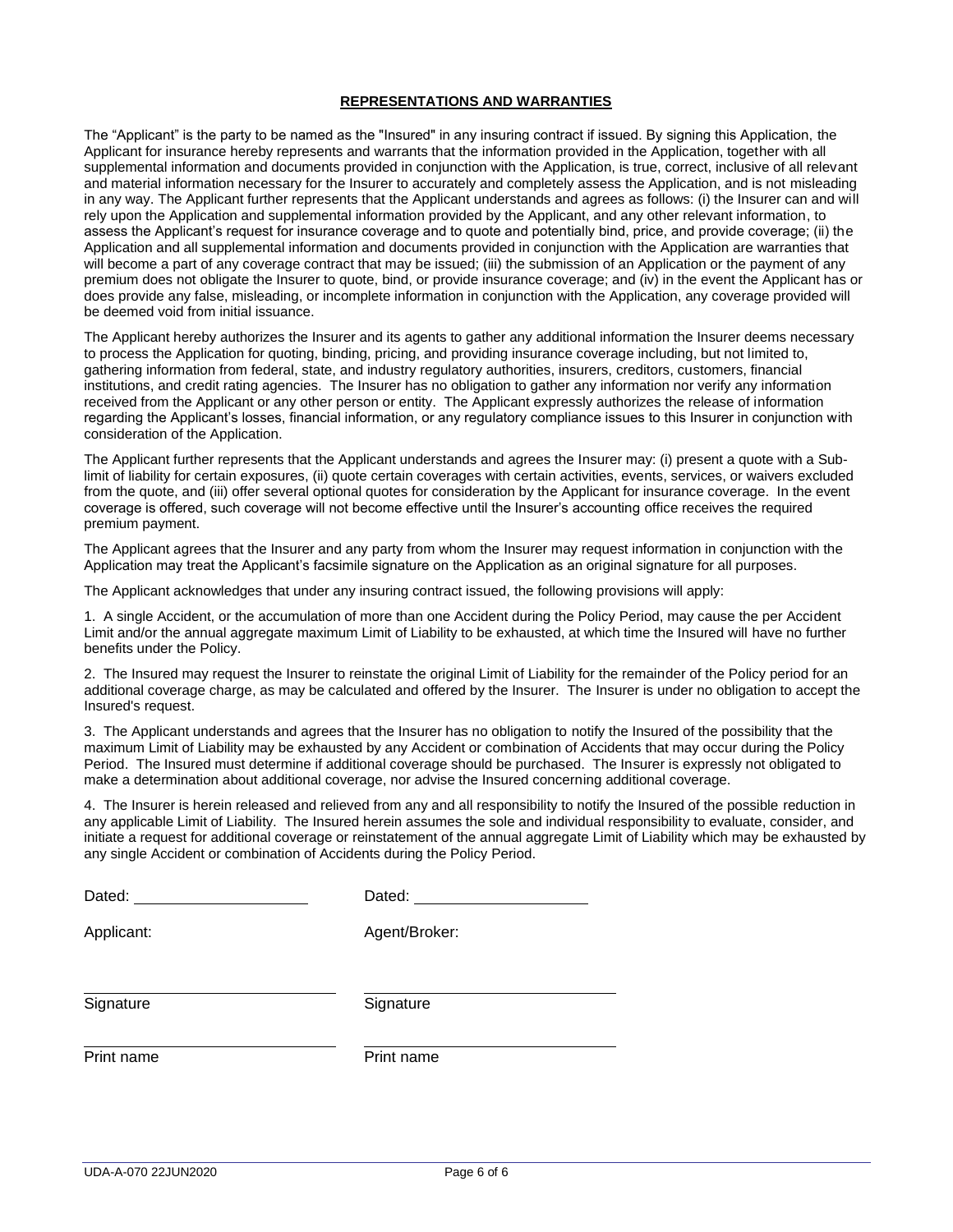## REPRESENTATIONS AND WARRANTIES

The "Applicant" is the party to be named as the "Insured" in any insuring contract if issued. By signing this Application, the Applicant for insurance hereby represents and warrants that the information provided in the Application, together with all supplemental information and documents provided in conjunction with the Application, is true, correct, inclusive of all relevant and material information necessary for the Insurer to accurately and completely assess the Application, and is not misleading in any way. The Applicant further represents that the Applicant understands and agrees as follows: (i) the Insurer can and will rely upon the Application and supplemental information provided by the Applicant, and any other relevant information, to assess the Applicant's request for insurance coverage and to quote and potentially bind, price, and provide coverage; (ii) the Application and all supplemental information and documents provided in conjunction with the Application are warranties that will become a part of any coverage contract that may be issued; (iii) the submission of an Application or the payment of any premium does not obligate the Insurer to quote, bind, or provide insurance coverage; and (iv) in the event the Applicant has or does provide any false, misleading, or incomplete information in conjunction with the Application, any coverage provided will be deemed void from initial issuance.

The Applicant hereby authorizes the Insurer and its agents to gather any additional information the Insurer deems necessary to process the Application for quoting, binding, pricing, and providing insurance coverage including, but not limited to, gathering information from federal, state, and industry regulatory authorities, insurers, creditors, customers, financial institutions, and credit rating agencies. The Insurer has no obligation to gather any information nor verify any information received from the Applicant or any other person or entity. The Applicant expressly authorizes the release of information regarding the Applicant's losses, financial information, or any regulatory compliance issues to this Insurer in conjunction with consideration of the Application.

The Applicant further represents that the Applicant understands and agrees the Insurer may: (i) present a quote with a Sub-limit of liability for certain exposures, (ii) quote certain coverages with certain activities, events, services, or waivers excluded from the quote, and (iii) offer several optional quotes for consideration by the Applicant for insurance coverage. In the event coverage is offered, such coverage will not become effective until the Insurer's accounting office receives the required premium payment.

The Applicant agrees that the Insurer and any party from whom the Insurer may request information in conjunction with the Application may treat the Applicant's facsimile signature on the Application as an original signature for all purposes.

The Applicant acknowledges that under any insuring contract issued, the following provisions will apply:

1. A single Accident, or the accumulation of more than one Accident during the Policy Period, may cause the per Accident Limit and/or the annual aggregate maximum Limit of Liability to be exhausted, at which time the Insured will have no further benefits under the Policy.

2. The Insured may request the Insurer to reinstate the original Limit of Liability for the remainder of the Policy period for an additional coverage charge, as may be calculated and offered by the Insurer. The Insurer is under no obligation to accept the Insured's request.

3. The Applicant understands and agrees that the Insurer has no obligation to notify the Insured of the possibility that the maximum Limit of Liability may be exhausted by any Accident or combination of Accidents that may occur during the Policy Period. The Insured must determine if additional coverage should be purchased. The Insurer is expressly not obligated to make a determination about additional coverage, nor advise the Insured concerning additional coverage.

4. The Insurer is herein released and relieved from any and all responsibility to notify the Insured of the possible reduction in any applicable Limit of Liability. The Insured herein assumes the sole and individual responsibility to evaluate, consider, and initiate a request for additional coverage or reinstatement of the annual aggregate Limit of Liability which may be exhausted by any single Accident or combination of Accidents during the Policy Period.

| | |
|---|---|
| Dated: ____________________ | Dated: ____________________ |
| Applicant: | Agent/Broker: |
| ______________________________ | ______________________________ |
| Signature | Signature |
| ______________________________ | ______________________________ |
| Print name | Print name |

UDA-A-070 22JUN2020